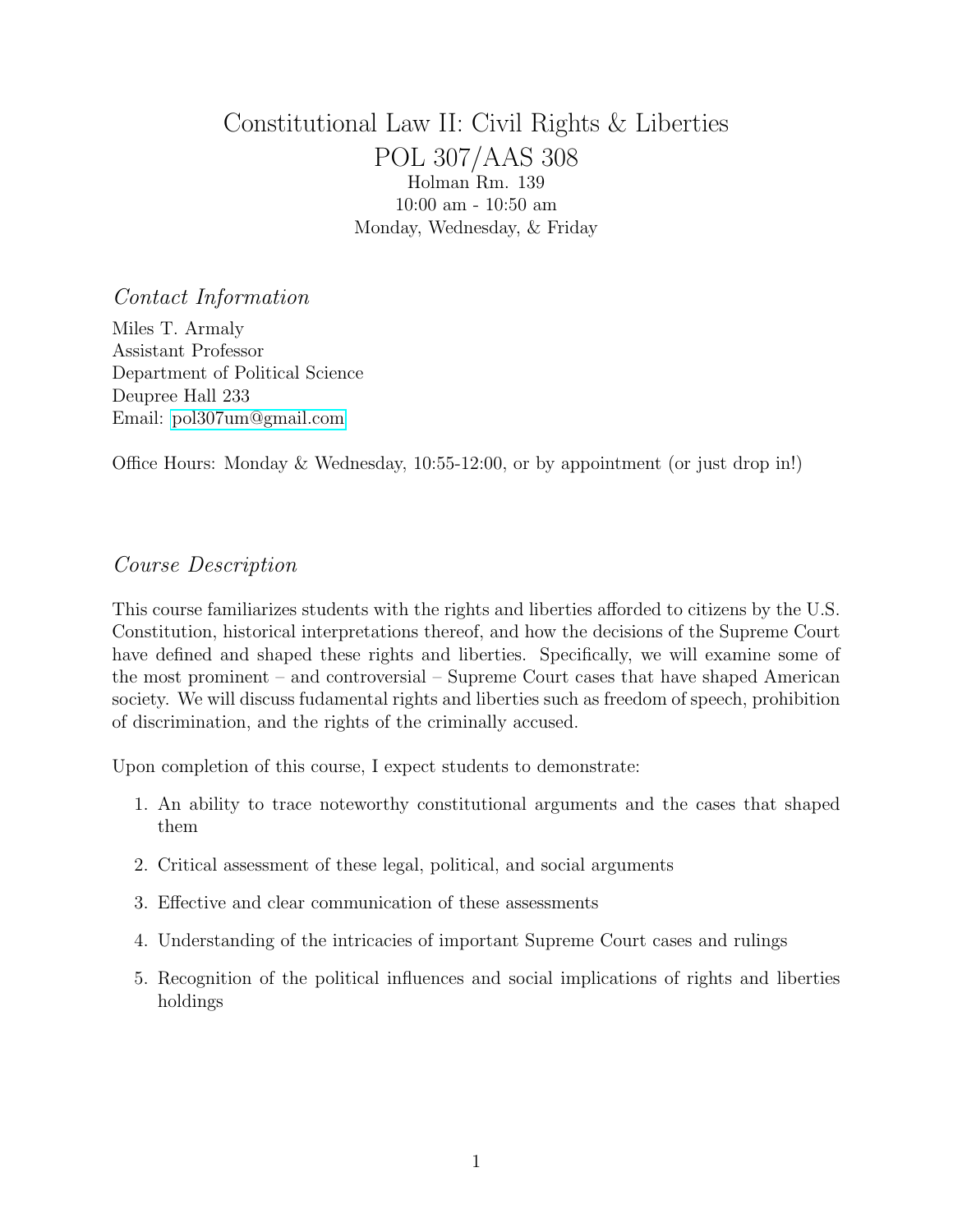# Constitutional Law II: Civil Rights & Liberties

## POL 307/AAS 308

Holman Rm. 139
10:00 am - 10:50 am
Monday, Wednesday, & Friday

### *Contact Information*

Miles T. Armaly
Assistant Professor
Department of Political Science
Deupree Hall 233
Email: pol307um@gmail.com

Office Hours: Monday & Wednesday, 10:55-12:00, or by appointment (or just drop in!)

### *Course Description*

This course familiarizes students with the rights and liberties afforded to citizens by the U.S. Constitution, historical interpretations thereof, and how the decisions of the Supreme Court have defined and shaped these rights and liberties. Specifically, we will examine some of the most prominent – and controversial – Supreme Court cases that have shaped American society. We will discuss fudamental rights and liberties such as freedom of speech, prohibition of discrimination, and the rights of the criminally accused.

Upon completion of this course, I expect students to demonstrate:

1. An ability to trace noteworthy constitutional arguments and the cases that shaped them
2. Critical assessment of these legal, political, and social arguments
3. Effective and clear communication of these assessments
4. Understanding of the intricacies of important Supreme Court cases and rulings
5. Recognition of the political influences and social implications of rights and liberties holdings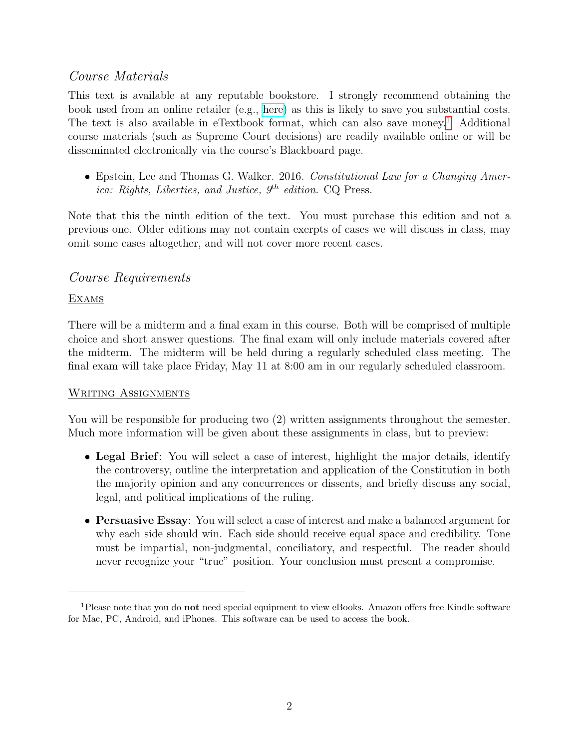## *Course Materials*

This text is available at any reputable bookstore. I strongly recommend obtaining the book used from an online retailer (e.g., here) as this is likely to save you substantial costs. The text is also available in eTextbook format, which can also save money.[1] Additional course materials (such as Supreme Court decisions) are readily available online or will be disseminated electronically via the course's Blackboard page.

- Epstein, Lee and Thomas G. Walker. 2016. *Constitutional Law for a Changing America: Rights, Liberties, and Justice, 9th edition*. CQ Press.

Note that this the ninth edition of the text. You must purchase this edition and not a previous one. Older editions may not contain exerpts of cases we will discuss in class, may omit some cases altogether, and will not cover more recent cases.

## *Course Requirements*

### Exams

There will be a midterm and a final exam in this course. Both will be comprised of multiple choice and short answer questions. The final exam will only include materials covered after the midterm. The midterm will be held during a regularly scheduled class meeting. The final exam will take place Friday, May 11 at 8:00 am in our regularly scheduled classroom.

### Writing Assignments

You will be responsible for producing two (2) written assignments throughout the semester. Much more information will be given about these assignments in class, but to preview:

- **Legal Brief**: You will select a case of interest, highlight the major details, identify the controversy, outline the interpretation and application of the Constitution in both the majority opinion and any concurrences or dissents, and briefly discuss any social, legal, and political implications of the ruling.
- **Persuasive Essay**: You will select a case of interest and make a balanced argument for why each side should win. Each side should receive equal space and credibility. Tone must be impartial, non-judgmental, conciliatory, and respectful. The reader should never recognize your "true" position. Your conclusion must present a compromise.

---

[1] Please note that you do **not** need special equipment to view eBooks. Amazon offers free Kindle software for Mac, PC, Android, and iPhones. This software can be used to access the book.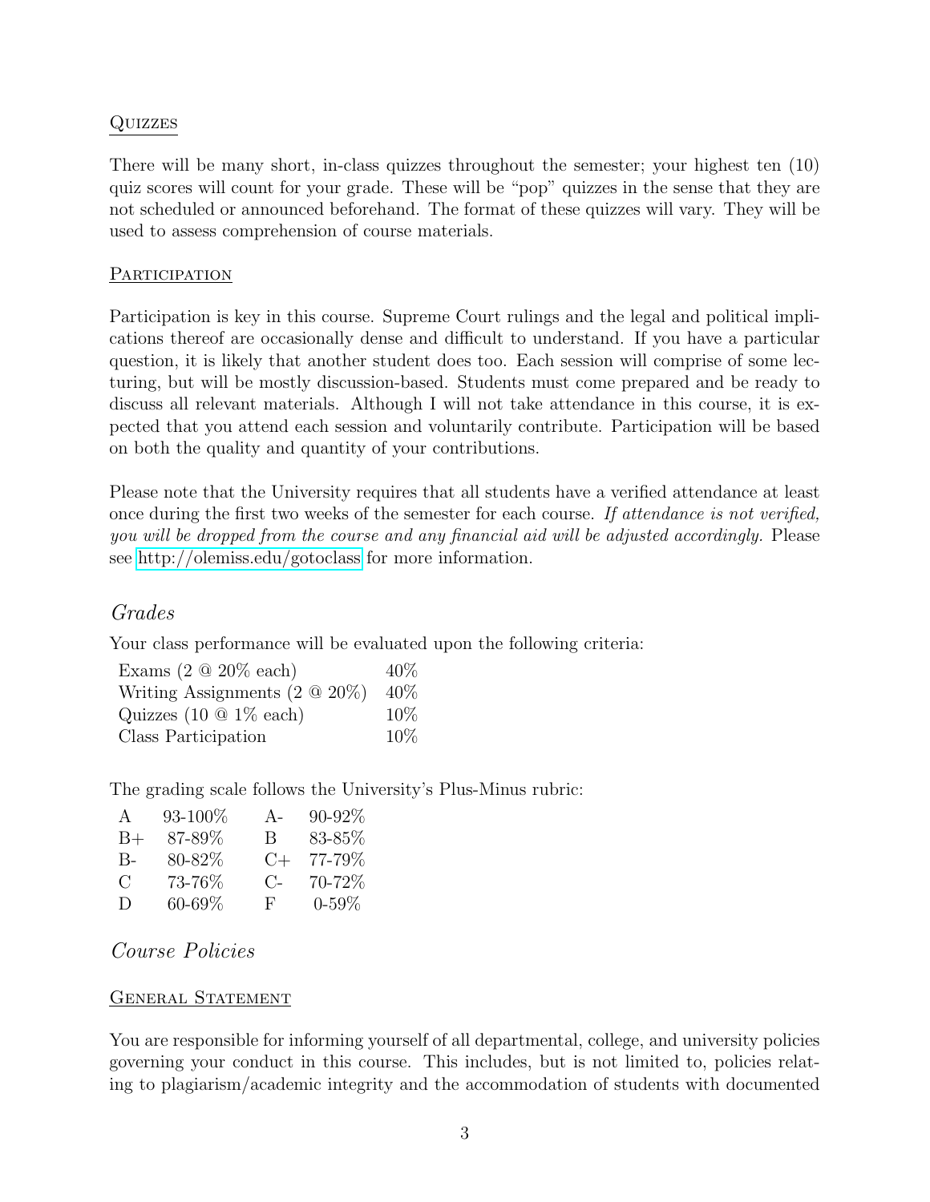### Quizzes

There will be many short, in-class quizzes throughout the semester; your highest ten (10) quiz scores will count for your grade. These will be "pop" quizzes in the sense that they are not scheduled or announced beforehand. The format of these quizzes will vary. They will be used to assess comprehension of course materials.

### Participation

Participation is key in this course. Supreme Court rulings and the legal and political implications thereof are occasionally dense and difficult to understand. If you have a particular question, it is likely that another student does too. Each session will comprise of some lecturing, but will be mostly discussion-based. Students must come prepared and be ready to discuss all relevant materials. Although I will not take attendance in this course, it is expected that you attend each session and voluntarily contribute. Participation will be based on both the quality and quantity of your contributions.

Please note that the University requires that all students have a verified attendance at least once during the first two weeks of the semester for each course. *If attendance is not verified, you will be dropped from the course and any financial aid will be adjusted accordingly.* Please see http://olemiss.edu/gotoclass for more information.

## *Grades*

Your class performance will be evaluated upon the following criteria:

| Criterion | Weight |
|---|---|
| Exams (2 @ 20% each) | 40% |
| Writing Assignments (2 @ 20%) | 40% |
| Quizzes (10 @ 1% each) | 10% |
| Class Participation | 10% |

The grading scale follows the University's Plus-Minus rubric:

| Grade | Range | Grade | Range |
|---|---|---|---|
| A | 93-100% | A- | 90-92% |
| B+ | 87-89% | B | 83-85% |
| B- | 80-82% | C+ | 77-79% |
| C | 73-76% | C- | 70-72% |
| D | 60-69% | F | 0-59% |

## *Course Policies*

### General Statement

You are responsible for informing yourself of all departmental, college, and university policies governing your conduct in this course. This includes, but is not limited to, policies relating to plagiarism/academic integrity and the accommodation of students with documented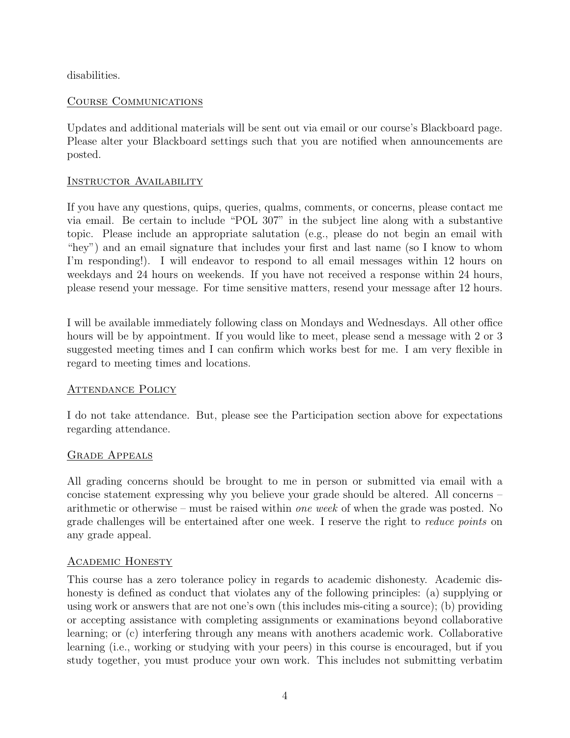disabilities.

## Course Communications

Updates and additional materials will be sent out via email or our course's Blackboard page. Please alter your Blackboard settings such that you are notified when announcements are posted.

## Instructor Availability

If you have any questions, quips, queries, qualms, comments, or concerns, please contact me via email. Be certain to include "POL 307" in the subject line along with a substantive topic. Please include an appropriate salutation (e.g., please do not begin an email with "hey") and an email signature that includes your first and last name (so I know to whom I'm responding!). I will endeavor to respond to all email messages within 12 hours on weekdays and 24 hours on weekends. If you have not received a response within 24 hours, please resend your message. For time sensitive matters, resend your message after 12 hours.

I will be available immediately following class on Mondays and Wednesdays. All other office hours will be by appointment. If you would like to meet, please send a message with 2 or 3 suggested meeting times and I can confirm which works best for me. I am very flexible in regard to meeting times and locations.

## Attendance Policy

I do not take attendance. But, please see the Participation section above for expectations regarding attendance.

## Grade Appeals

All grading concerns should be brought to me in person or submitted via email with a concise statement expressing why you believe your grade should be altered. All concerns – arithmetic or otherwise – must be raised within *one week* of when the grade was posted. No grade challenges will be entertained after one week. I reserve the right to *reduce points* on any grade appeal.

## Academic Honesty

This course has a zero tolerance policy in regards to academic dishonesty. Academic dishonesty is defined as conduct that violates any of the following principles: (a) supplying or using work or answers that are not one's own (this includes mis-citing a source); (b) providing or accepting assistance with completing assignments or examinations beyond collaborative learning; or (c) interfering through any means with anothers academic work. Collaborative learning (i.e., working or studying with your peers) in this course is encouraged, but if you study together, you must produce your own work. This includes not submitting verbatim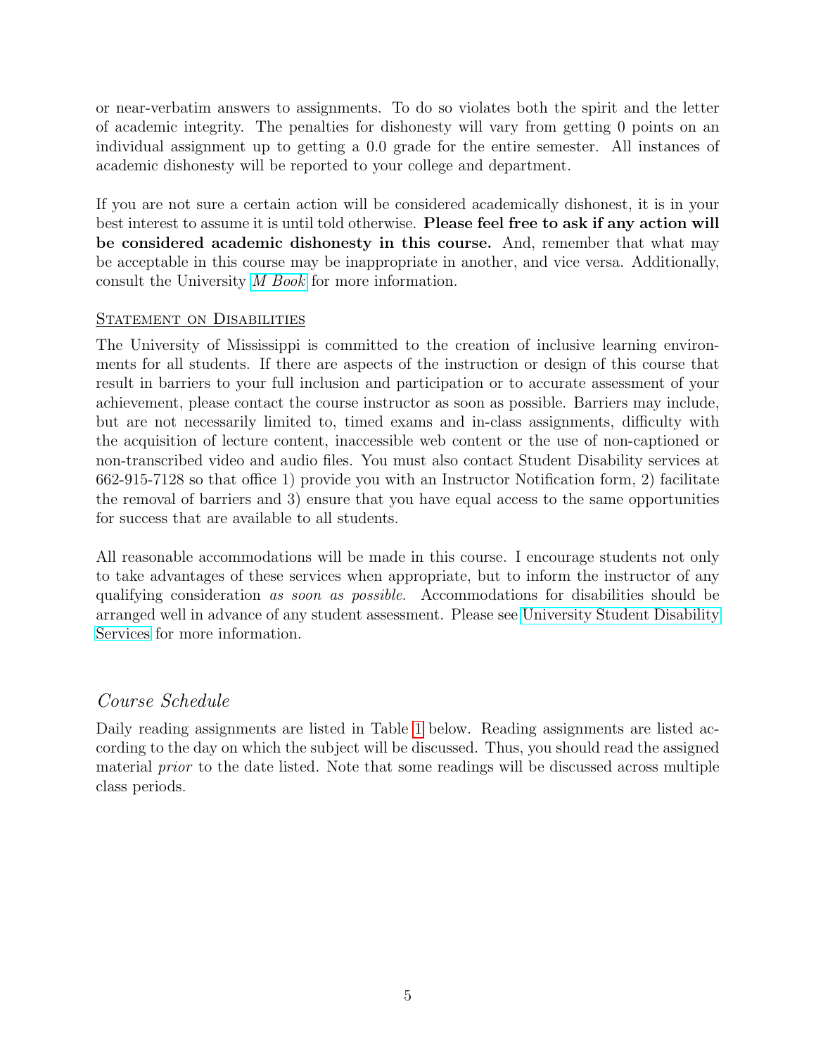or near-verbatim answers to assignments. To do so violates both the spirit and the letter of academic integrity. The penalties for dishonesty will vary from getting 0 points on an individual assignment up to getting a 0.0 grade for the entire semester. All instances of academic dishonesty will be reported to your college and department.

If you are not sure a certain action will be considered academically dishonest, it is in your best interest to assume it is until told otherwise. **Please feel free to ask if any action will be considered academic dishonesty in this course.** And, remember that what may be acceptable in this course may be inappropriate in another, and vice versa. Additionally, consult the University *M Book* for more information.

### Statement on Disabilities

The University of Mississippi is committed to the creation of inclusive learning environments for all students. If there are aspects of the instruction or design of this course that result in barriers to your full inclusion and participation or to accurate assessment of your achievement, please contact the course instructor as soon as possible. Barriers may include, but are not necessarily limited to, timed exams and in-class assignments, difficulty with the acquisition of lecture content, inaccessible web content or the use of non-captioned or non-transcribed video and audio files. You must also contact Student Disability services at 662-915-7128 so that office 1) provide you with an Instructor Notification form, 2) facilitate the removal of barriers and 3) ensure that you have equal access to the same opportunities for success that are available to all students.

All reasonable accommodations will be made in this course. I encourage students not only to take advantages of these services when appropriate, but to inform the instructor of any qualifying consideration *as soon as possible*. Accommodations for disabilities should be arranged well in advance of any student assessment. Please see University Student Disability Services for more information.

## *Course Schedule*

Daily reading assignments are listed in Table 1 below. Reading assignments are listed according to the day on which the subject will be discussed. Thus, you should read the assigned material *prior* to the date listed. Note that some readings will be discussed across multiple class periods.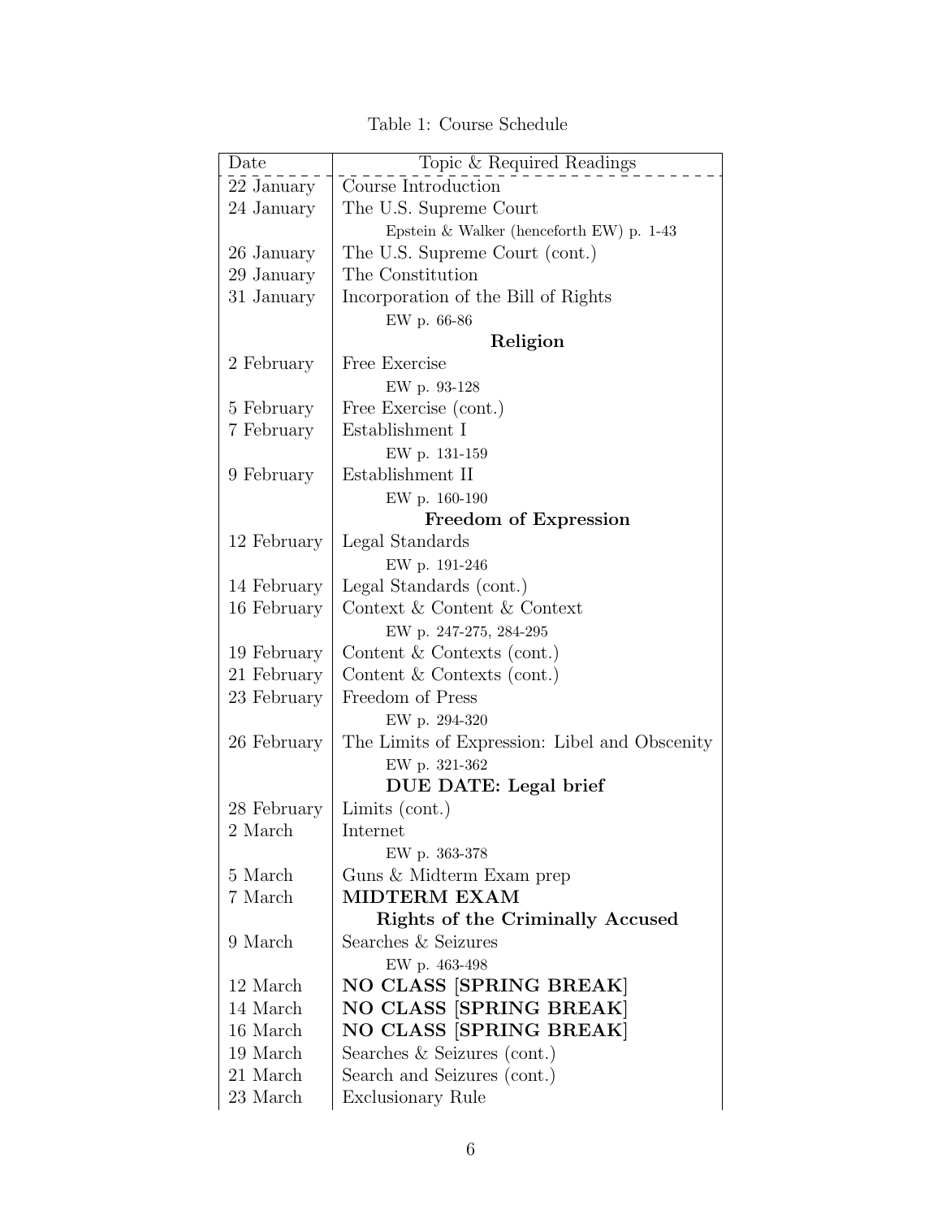Table 1: Course Schedule

| Date | Topic & Required Readings |
|---|---|
| 22 January | Course Introduction |
| 24 January | The U.S. Supreme Court<br>Epstein & Walker (henceforth EW) p. 1-43 |
| 26 January | The U.S. Supreme Court (cont.) |
| 29 January | The Constitution |
| 31 January | Incorporation of the Bill of Rights<br>EW p. 66-86 |
| | **Religion** |
| 2 February | Free Exercise<br>EW p. 93-128 |
| 5 February | Free Exercise (cont.) |
| 7 February | Establishment I<br>EW p. 131-159 |
| 9 February | Establishment II<br>EW p. 160-190 |
| | **Freedom of Expression** |
| 12 February | Legal Standards<br>EW p. 191-246 |
| 14 February | Legal Standards (cont.) |
| 16 February | Context & Content & Context<br>EW p. 247-275, 284-295 |
| 19 February | Content & Contexts (cont.) |
| 21 February | Content & Contexts (cont.) |
| 23 February | Freedom of Press<br>EW p. 294-320 |
| 26 February | The Limits of Expression: Libel and Obscenity<br>EW p. 321-362<br>**DUE DATE: Legal brief** |
| 28 February | Limits (cont.) |
| 2 March | Internet<br>EW p. 363-378 |
| 5 March | Guns & Midterm Exam prep |
| 7 March | **MIDTERM EXAM** |
| | **Rights of the Criminally Accused** |
| 9 March | Searches & Seizures<br>EW p. 463-498 |
| 12 March | **NO CLASS [SPRING BREAK]** |
| 14 March | **NO CLASS [SPRING BREAK]** |
| 16 March | **NO CLASS [SPRING BREAK]** |
| 19 March | Searches & Seizures (cont.) |
| 21 March | Search and Seizures (cont.) |
| 23 March | Exclusionary Rule |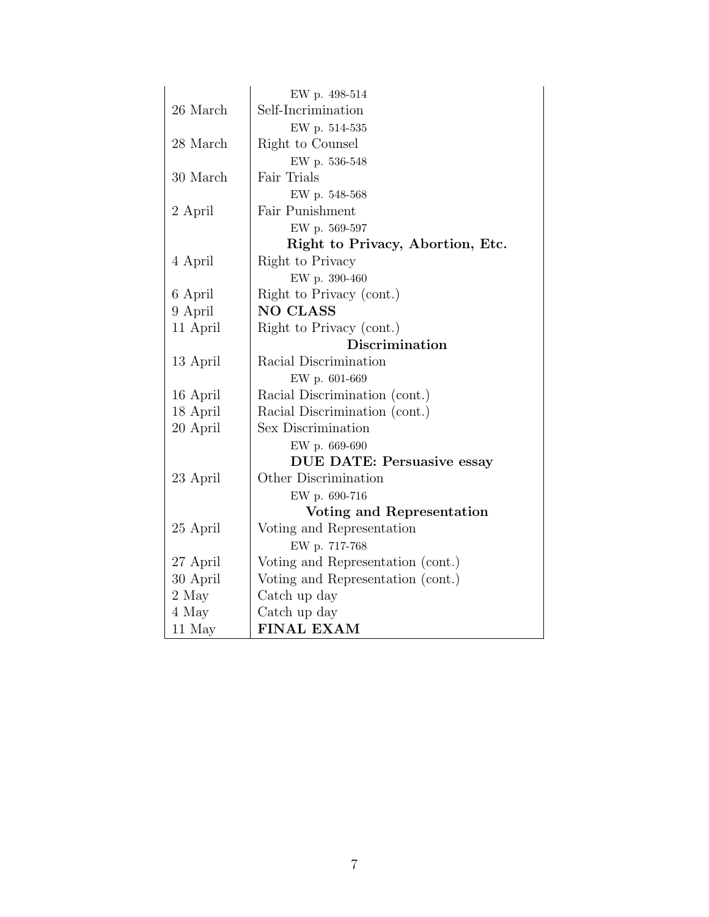| | |
|---|---|
| | EW p. 498-514 |
| 26 March | Self-Incrimination |
| | EW p. 514-535 |
| 28 March | Right to Counsel |
| | EW p. 536-548 |
| 30 March | Fair Trials |
| | EW p. 548-568 |
| 2 April | Fair Punishment |
| | EW p. 569-597 |
| | **Right to Privacy, Abortion, Etc.** |
| 4 April | Right to Privacy |
| | EW p. 390-460 |
| 6 April | Right to Privacy (cont.) |
| 9 April | **NO CLASS** |
| 11 April | Right to Privacy (cont.) |
| | **Discrimination** |
| 13 April | Racial Discrimination |
| | EW p. 601-669 |
| 16 April | Racial Discrimination (cont.) |
| 18 April | Racial Discrimination (cont.) |
| 20 April | Sex Discrimination |
| | EW p. 669-690 |
| | **DUE DATE: Persuasive essay** |
| 23 April | Other Discrimination |
| | EW p. 690-716 |
| | **Voting and Representation** |
| 25 April | Voting and Representation |
| | EW p. 717-768 |
| 27 April | Voting and Representation (cont.) |
| 30 April | Voting and Representation (cont.) |
| 2 May | Catch up day |
| 4 May | Catch up day |
| 11 May | **FINAL EXAM** |